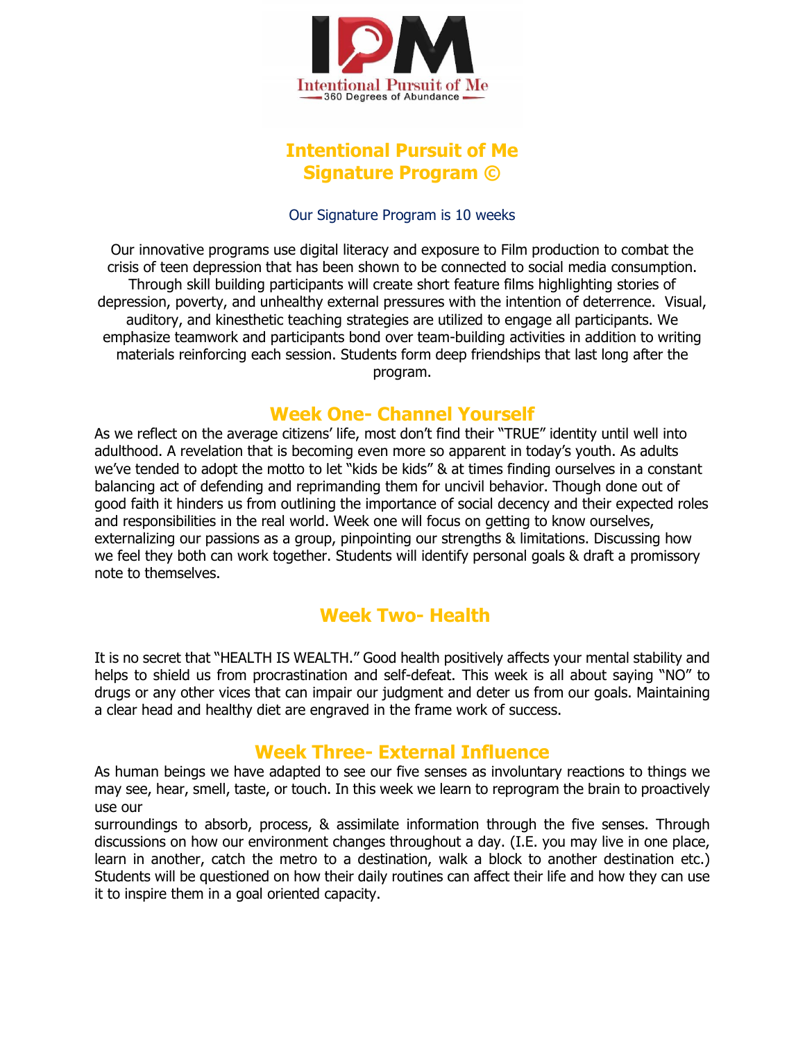IPM
Intentional Pursuit of Me
360 Degrees of Abundance

# Intentional Pursuit of Me
# Signature Program ©

Our Signature Program is 10 weeks

Our innovative programs use digital literacy and exposure to Film production to combat the crisis of teen depression that has been shown to be connected to social media consumption. Through skill building participants will create short feature films highlighting stories of depression, poverty, and unhealthy external pressures with the intention of deterrence. Visual, auditory, and kinesthetic teaching strategies are utilized to engage all participants. We emphasize teamwork and participants bond over team-building activities in addition to writing materials reinforcing each session. Students form deep friendships that last long after the program.

## Week One- Channel Yourself

As we reflect on the average citizens' life, most don't find their "TRUE" identity until well into adulthood. A revelation that is becoming even more so apparent in today's youth. As adults we've tended to adopt the motto to let "kids be kids" & at times finding ourselves in a constant balancing act of defending and reprimanding them for uncivil behavior. Though done out of good faith it hinders us from outlining the importance of social decency and their expected roles and responsibilities in the real world. Week one will focus on getting to know ourselves, externalizing our passions as a group, pinpointing our strengths & limitations. Discussing how we feel they both can work together. Students will identify personal goals & draft a promissory note to themselves.

## Week Two- Health

It is no secret that "HEALTH IS WEALTH." Good health positively affects your mental stability and helps to shield us from procrastination and self-defeat. This week is all about saying "NO" to drugs or any other vices that can impair our judgment and deter us from our goals. Maintaining a clear head and healthy diet are engraved in the frame work of success.

## Week Three- External Influence

As human beings we have adapted to see our five senses as involuntary reactions to things we may see, hear, smell, taste, or touch. In this week we learn to reprogram the brain to proactively use our surroundings to absorb, process, & assimilate information through the five senses. Through discussions on how our environment changes throughout a day. (I.E. you may live in one place, learn in another, catch the metro to a destination, walk a block to another destination etc.) Students will be questioned on how their daily routines can affect their life and how they can use it to inspire them in a goal oriented capacity.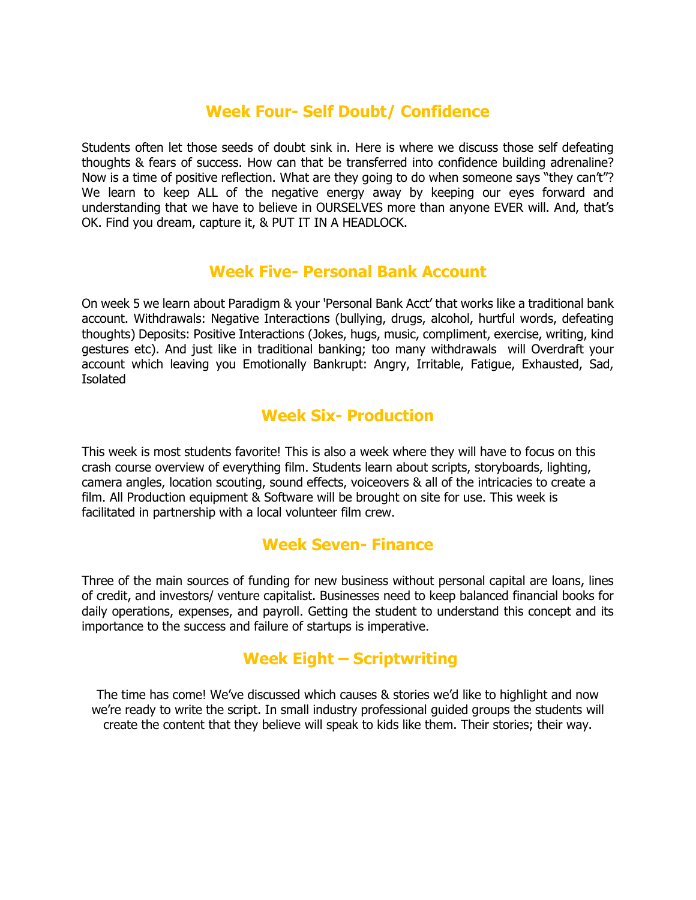## Week Four- Self Doubt/ Confidence

Students often let those seeds of doubt sink in. Here is where we discuss those self defeating thoughts & fears of success. How can that be transferred into confidence building adrenaline? Now is a time of positive reflection. What are they going to do when someone says "they can't"? We learn to keep ALL of the negative energy away by keeping our eyes forward and understanding that we have to believe in OURSELVES more than anyone EVER will. And, that's OK. Find you dream, capture it, & PUT IT IN A HEADLOCK.

## Week Five- Personal Bank Account

On week 5 we learn about Paradigm & your 'Personal Bank Acct' that works like a traditional bank account. Withdrawals: Negative Interactions (bullying, drugs, alcohol, hurtful words, defeating thoughts) Deposits: Positive Interactions (Jokes, hugs, music, compliment, exercise, writing, kind gestures etc). And just like in traditional banking; too many withdrawals will Overdraft your account which leaving you Emotionally Bankrupt: Angry, Irritable, Fatigue, Exhausted, Sad, Isolated

## Week Six- Production

This week is most students favorite! This is also a week where they will have to focus on this crash course overview of everything film. Students learn about scripts, storyboards, lighting, camera angles, location scouting, sound effects, voiceovers & all of the intricacies to create a film. All Production equipment & Software will be brought on site for use. This week is facilitated in partnership with a local volunteer film crew.

## Week Seven- Finance

Three of the main sources of funding for new business without personal capital are loans, lines of credit, and investors/ venture capitalist. Businesses need to keep balanced financial books for daily operations, expenses, and payroll. Getting the student to understand this concept and its importance to the success and failure of startups is imperative.

## Week Eight – Scriptwriting

The time has come! We've discussed which causes & stories we'd like to highlight and now we're ready to write the script. In small industry professional guided groups the students will create the content that they believe will speak to kids like them. Their stories; their way.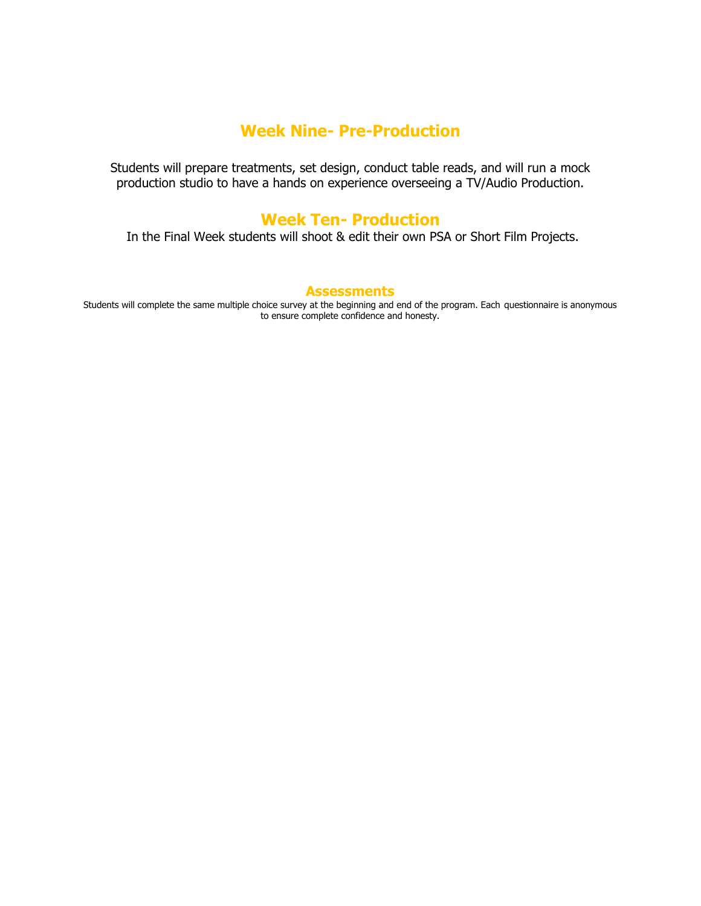## Week Nine- Pre-Production

Students will prepare treatments, set design, conduct table reads, and will run a mock production studio to have a hands on experience overseeing a TV/Audio Production.

## Week Ten- Production

In the Final Week students will shoot & edit their own PSA or Short Film Projects.

### Assessments

Students will complete the same multiple choice survey at the beginning and end of the program. Each questionnaire is anonymous to ensure complete confidence and honesty.